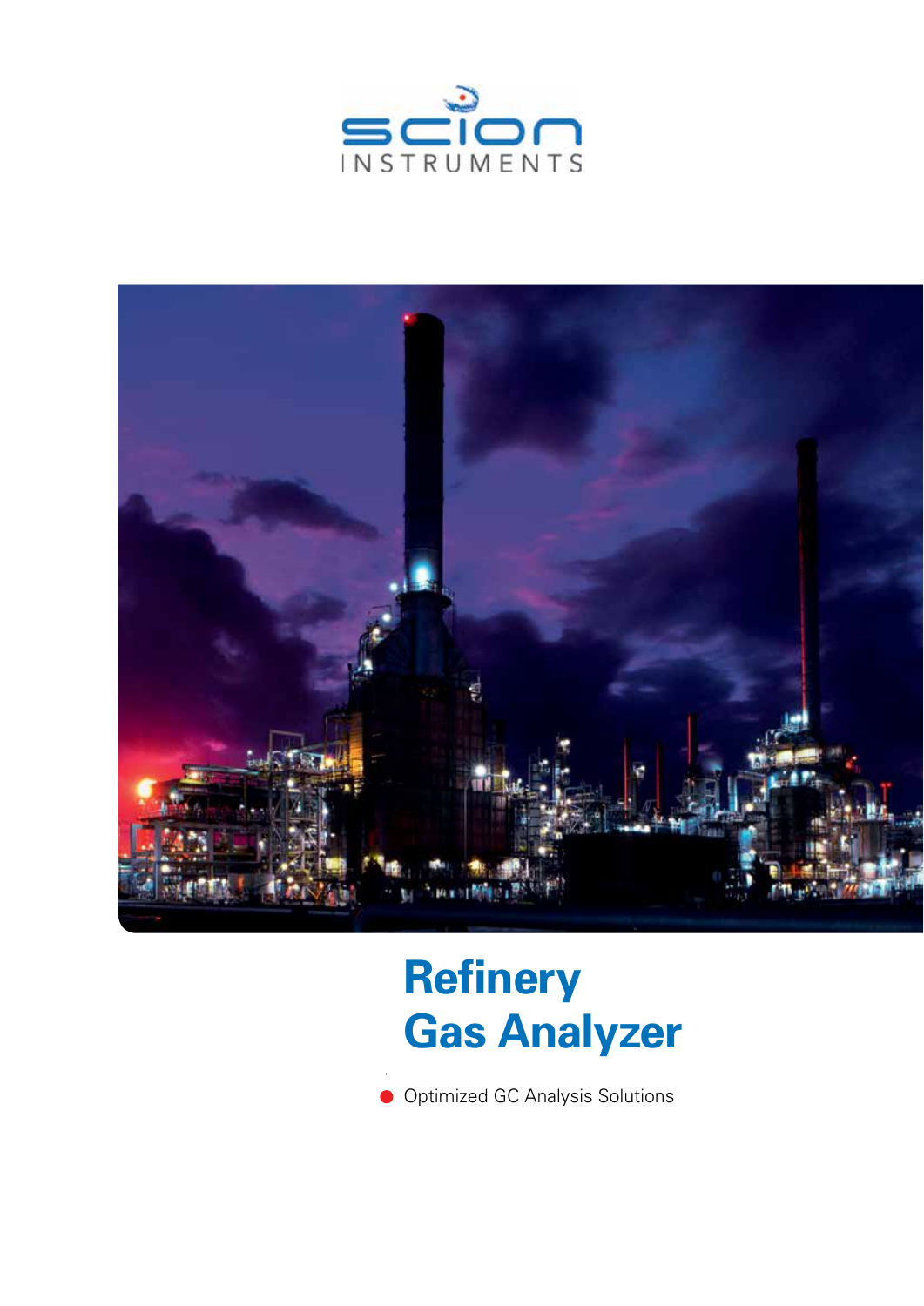SCION INSTRUMENTS

# Refinery Gas Analyzer

- Optimized GC Analysis Solutions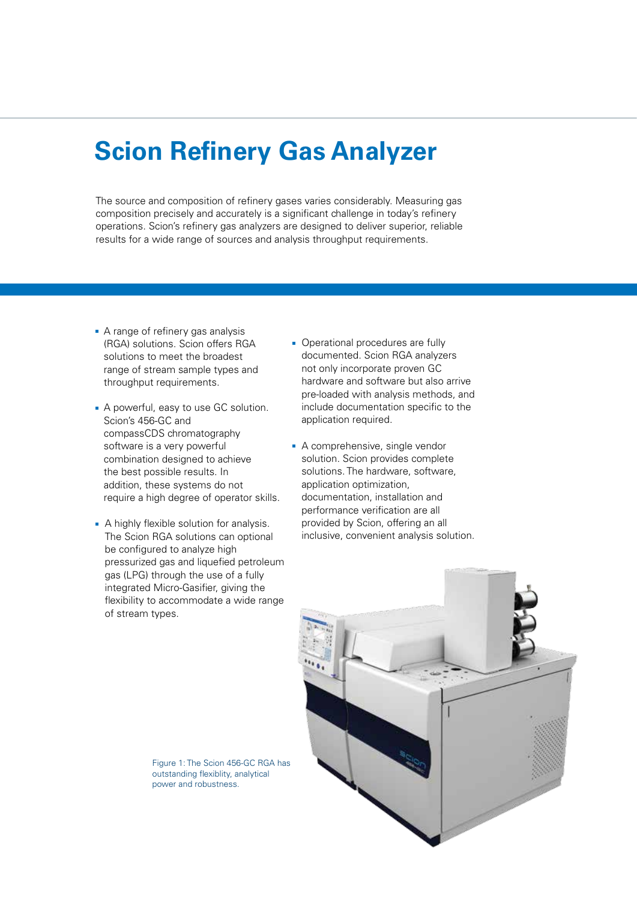# Scion Refinery Gas Analyzer

The source and composition of refinery gases varies considerably. Measuring gas composition precisely and accurately is a significant challenge in today's refinery operations. Scion's refinery gas analyzers are designed to deliver superior, reliable results for a wide range of sources and analysis throughput requirements.

- A range of refinery gas analysis (RGA) solutions. Scion offers RGA solutions to meet the broadest range of stream sample types and throughput requirements.
- A powerful, easy to use GC solution. Scion's 456-GC and compassCDS chromatography software is a very powerful combination designed to achieve the best possible results. In addition, these systems do not require a high degree of operator skills.
- A highly flexible solution for analysis. The Scion RGA solutions can optional be configured to analyze high pressurized gas and liquefied petroleum gas (LPG) through the use of a fully integrated Micro-Gasifier, giving the flexibility to accommodate a wide range of stream types.
- Operational procedures are fully documented. Scion RGA analyzers not only incorporate proven GC hardware and software but also arrive pre-loaded with analysis methods, and include documentation specific to the application required.
- A comprehensive, single vendor solution. Scion provides complete solutions. The hardware, software, application optimization, documentation, installation and performance verification are all provided by Scion, offering an all inclusive, convenient analysis solution.

Figure 1: The Scion 456-GC RGA has outstanding flexiblity, analytical power and robustness.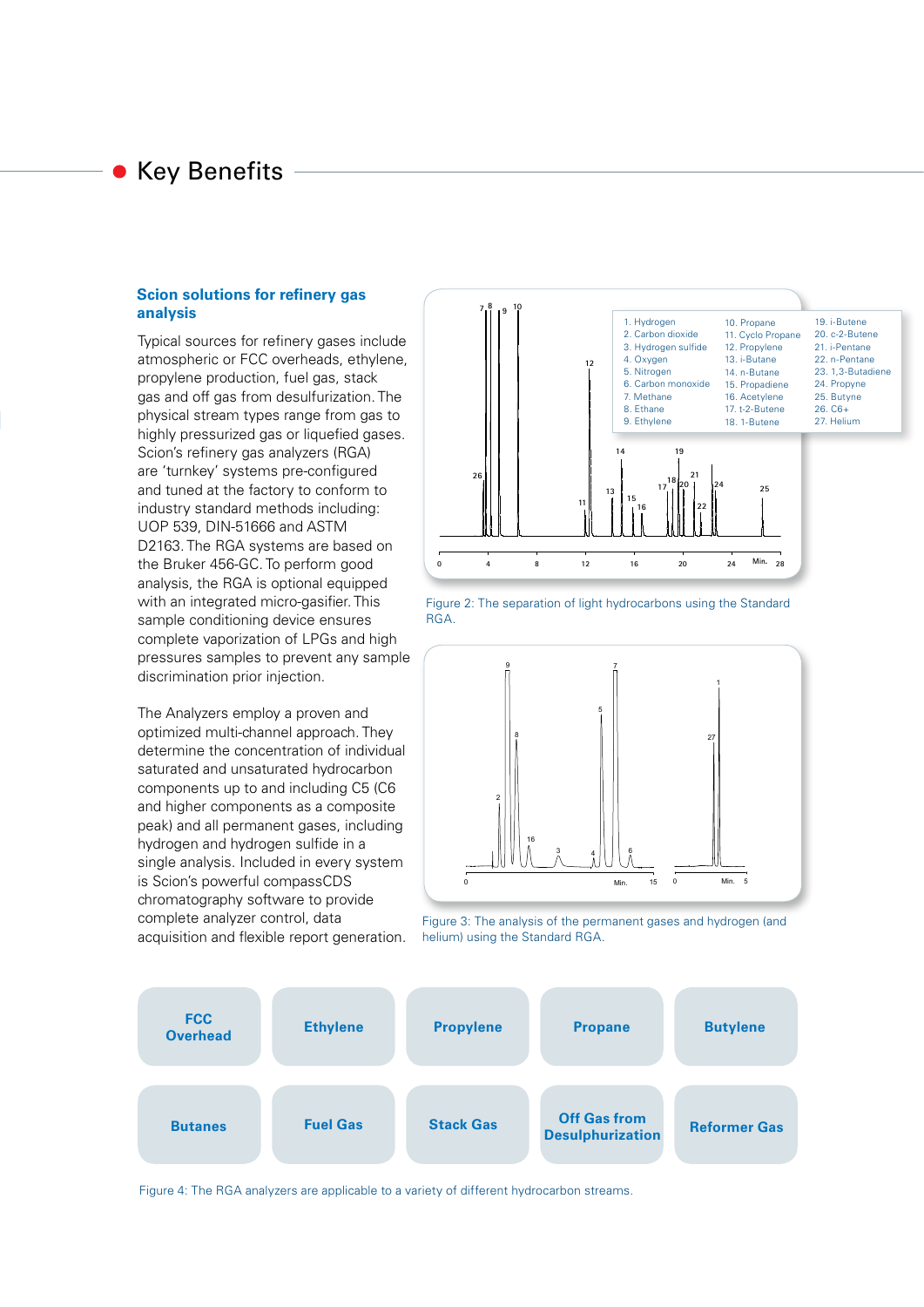# Key Benefits

## Scion solutions for refinery gas analysis

Typical sources for refinery gases include atmospheric or FCC overheads, ethylene, propylene production, fuel gas, stack gas and off gas from desulfurization. The physical stream types range from gas to highly pressurized gas or liquefied gases. Scion's refinery gas analyzers (RGA) are 'turnkey' systems pre-configured and tuned at the factory to conform to industry standard methods including: UOP 539, DIN-51666 and ASTM D2163. The RGA systems are based on the Bruker 456-GC. To perform good analysis, the RGA is optional equipped with an integrated micro-gasifier. This sample conditioning device ensures complete vaporization of LPGs and high pressures samples to prevent any sample discrimination prior injection.

The Analyzers employ a proven and optimized multi-channel approach. They determine the concentration of individual saturated and unsaturated hydrocarbon components up to and including C5 (C6 and higher components as a composite peak) and all permanent gases, including hydrogen and hydrogen sulfide in a single analysis. Included in every system is Scion's powerful compassCDS chromatography software to provide complete analyzer control, data acquisition and flexible report generation.

| | | |
|---|---|---|
| 1. Hydrogen | 10. Propane | 19. i-Butene |
| 2. Carbon dioxide | 11. Cyclo Propane | 20. c-2-Butene |
| 3. Hydrogen sulfide | 12. Propylene | 21. i-Pentane |
| 4. Oxygen | 13. i-Butane | 22. n-Pentane |
| 5. Nitrogen | 14. n-Butane | 23. 1,3-Butadiene |
| 6. Carbon monoxide | 15. Propadiene | 24. Propyne |
| 7. Methane | 16. Acetylene | 25. Butyne |
| 8. Ethane | 17. t-2-Butene | 26. C6+ |
| 9. Ethylene | 18. 1-Butene | 27. Helium |

Figure 2: The separation of light hydrocarbons using the Standard RGA.

Figure 3: The analysis of the permanent gases and hydrogen (and helium) using the Standard RGA.

| | | | | |
|---|---|---|---|---|
| FCC Overhead | Ethylene | Propylene | Propane | Butylene |
| Butanes | Fuel Gas | Stack Gas | Off Gas from Desulphurization | Reformer Gas |

Figure 4: The RGA analyzers are applicable to a variety of different hydrocarbon streams.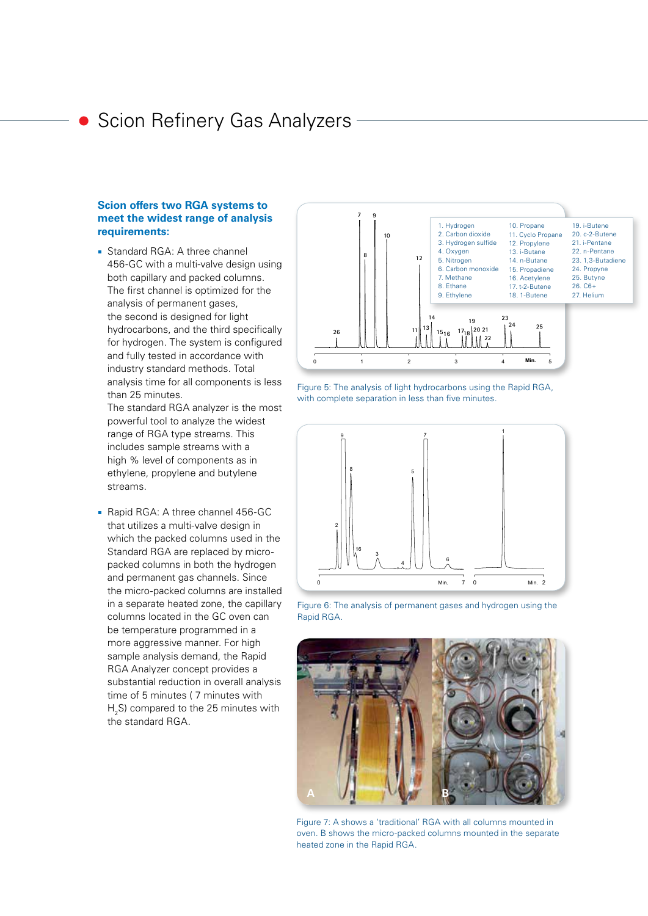# Scion Refinery Gas Analyzers

**Scion offers two RGA systems to meet the widest range of analysis requirements:**

- Standard RGA: A three channel 456-GC with a multi-valve design using both capillary and packed columns. The first channel is optimized for the analysis of permanent gases, the second is designed for light hydrocarbons, and the third specifically for hydrogen. The system is configured and fully tested in accordance with industry standard methods. Total analysis time for all components is less than 25 minutes.
  The standard RGA analyzer is the most powerful tool to analyze the widest range of RGA type streams. This includes sample streams with a high % level of components as in ethylene, propylene and butylene streams.

- Rapid RGA: A three channel 456-GC that utilizes a multi-valve design in which the packed columns used in the Standard RGA are replaced by micro-packed columns in both the hydrogen and permanent gas channels. Since the micro-packed columns are installed in a separate heated zone, the capillary columns located in the GC oven can be temperature programmed in a more aggressive manner. For high sample analysis demand, the Rapid RGA Analyzer concept provides a substantial reduction in overall analysis time of 5 minutes ( 7 minutes with $H_2S$) compared to the 25 minutes with the standard RGA.

| | | |
|---|---|---|
| 1. Hydrogen | 10. Propane | 19. i-Butene |
| 2. Carbon dioxide | 11. Cyclo Propane | 20. c-2-Butene |
| 3. Hydrogen sulfide | 12. Propylene | 21. i-Pentane |
| 4. Oxygen | 13. i-Butane | 22. n-Pentane |
| 5. Nitrogen | 14. n-Butane | 23. 1,3-Butadiene |
| 6. Carbon monoxide | 15. Propadiene | 24. Propyne |
| 7. Methane | 16. Acetylene | 25. Butyne |
| 8. Ethane | 17. t-2-Butene | 26. C6+ |
| 9. Ethylene | 18. 1-Butene | 27. Helium |

Figure 5: The analysis of light hydrocarbons using the Rapid RGA, with complete separation in less than five minutes.

Figure 6: The analysis of permanent gases and hydrogen using the Rapid RGA.

Figure 7: A shows a 'traditional' RGA with all columns mounted in oven. B shows the micro-packed columns mounted in the separate heated zone in the Rapid RGA.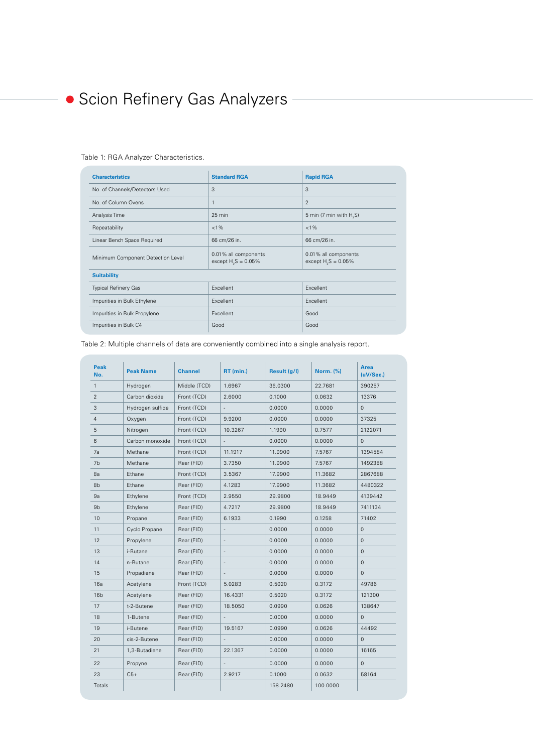# Scion Refinery Gas Analyzers

Table 1: RGA Analyzer Characteristics.

| Characteristics | Standard RGA | Rapid RGA |
|---|---|---|
| No. of Channels/Detectors Used | 3 | 3 |
| No. of Column Ovens | 1 | 2 |
| Analysis Time | 25 min | 5 min (7 min with $H_2S$) |
| Repeatability | <1% | <1% |
| Linear Bench Space Required | 66 cm/26 in. | 66 cm/26 in. |
| Minimum Component Detection Level | 0.01% all components except $H_2S$ = 0.05% | 0.01% all components except $H_2S$ = 0.05% |
| **Suitability** | | |
| Typical Refinery Gas | Excellent | Excellent |
| Impurities in Bulk Ethylene | Excellent | Excellent |
| Impurities in Bulk Propylene | Excellent | Good |
| Impurities in Bulk C4 | Good | Good |

Table 2: Multiple channels of data are conveniently combined into a single analysis report.

| Peak No. | Peak Name | Channel | RT (min.) | Result (g/l) | Norm. (%) | Area (uV/Sec.) |
|---|---|---|---|---|---|---|
| 1 | Hydrogen | Middle (TCD) | 1.6967 | 36.0300 | 22.7681 | 390257 |
| 2 | Carbon dioxide | Front (TCD) | 2.6000 | 0.1000 | 0.0632 | 13376 |
| 3 | Hydrogen sulfide | Front (TCD) | - | 0.0000 | 0.0000 | 0 |
| 4 | Oxygen | Front (TCD) | 9.9200 | 0.0000 | 0.0000 | 37325 |
| 5 | Nitrogen | Front (TCD) | 10.3267 | 1.1990 | 0.7577 | 2122071 |
| 6 | Carbon monoxide | Front (TCD) | - | 0.0000 | 0.0000 | 0 |
| 7a | Methane | Front (TCD) | 11.1917 | 11.9900 | 7.5767 | 1394584 |
| 7b | Methane | Rear (FID) | 3.7350 | 11.9900 | 7.5767 | 1492388 |
| 8a | Ethane | Front (TCD) | 3.5367 | 17.9900 | 11.3682 | 2867688 |
| 8b | Ethane | Rear (FID) | 4.1283 | 17.9900 | 11.3682 | 4480322 |
| 9a | Ethylene | Front (TCD) | 2.9550 | 29.9800 | 18.9449 | 4139442 |
| 9b | Ethylene | Rear (FID) | 4.7217 | 29.9800 | 18.9449 | 7411134 |
| 10 | Propane | Rear (FID) | 6.1933 | 0.1990 | 0.1258 | 71402 |
| 11 | Cyclo Propane | Rear (FID) | - | 0.0000 | 0.0000 | 0 |
| 12 | Propylene | Rear (FID) | - | 0.0000 | 0.0000 | 0 |
| 13 | i-Butane | Rear (FID) | - | 0.0000 | 0.0000 | 0 |
| 14 | n-Butane | Rear (FID) | - | 0.0000 | 0.0000 | 0 |
| 15 | Propadiene | Rear (FID) | - | 0.0000 | 0.0000 | 0 |
| 16a | Acetylene | Front (TCD) | 5.0283 | 0.5020 | 0.3172 | 49786 |
| 16b | Acetylene | Rear (FID) | 16.4331 | 0.5020 | 0.3172 | 121300 |
| 17 | t-2-Butene | Rear (FID) | 18.5050 | 0.0990 | 0.0626 | 138647 |
| 18 | 1-Butene | Rear (FID) | - | 0.0000 | 0.0000 | 0 |
| 19 | i-Butene | Rear (FID) | 19.5167 | 0.0990 | 0.0626 | 44492 |
| 20 | cis-2-Butene | Rear (FID) | - | 0.0000 | 0.0000 | 0 |
| 21 | 1,3-Butadiene | Rear (FID) | 22.1367 | 0.0000 | 0.0000 | 16165 |
| 22 | Propyne | Rear (FID) | - | 0.0000 | 0.0000 | 0 |
| 23 | C5+ | Rear (FID) | 2.9217 | 0.1000 | 0.0632 | 58164 |
| Totals | | | | 158.2480 | 100.0000 | |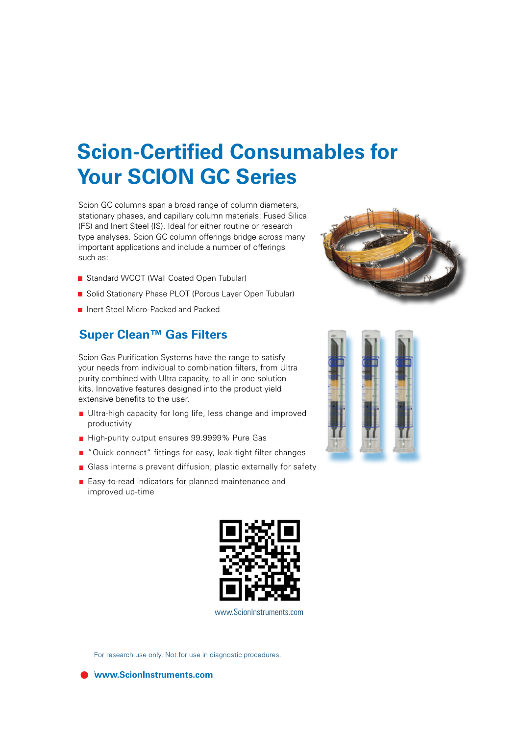# Scion-Certified Consumables for Your SCION GC Series

Scion GC columns span a broad range of column diameters, stationary phases, and capillary column materials: Fused Silica (FS) and Inert Steel (IS). Ideal for either routine or research type analyses. Scion GC column offerings bridge across many important applications and include a number of offerings such as:

- Standard WCOT (Wall Coated Open Tubular)
- Solid Stationary Phase PLOT (Porous Layer Open Tubular)
- Inert Steel Micro-Packed and Packed

## Super Clean™ Gas Filters

Scion Gas Purification Systems have the range to satisfy your needs from individual to combination filters, from Ultra purity combined with Ultra capacity, to all in one solution kits. Innovative features designed into the product yield extensive benefits to the user.

- Ultra-high capacity for long life, less change and improved productivity
- High-purity output ensures 99.9999% Pure Gas
- "Quick connect" fittings for easy, leak-tight filter changes
- Glass internals prevent diffusion; plastic externally for safety
- Easy-to-read indicators for planned maintenance and improved up-time

www.ScionInstruments.com

For research use only. Not for use in diagnostic procedures.

www.ScionInstruments.com